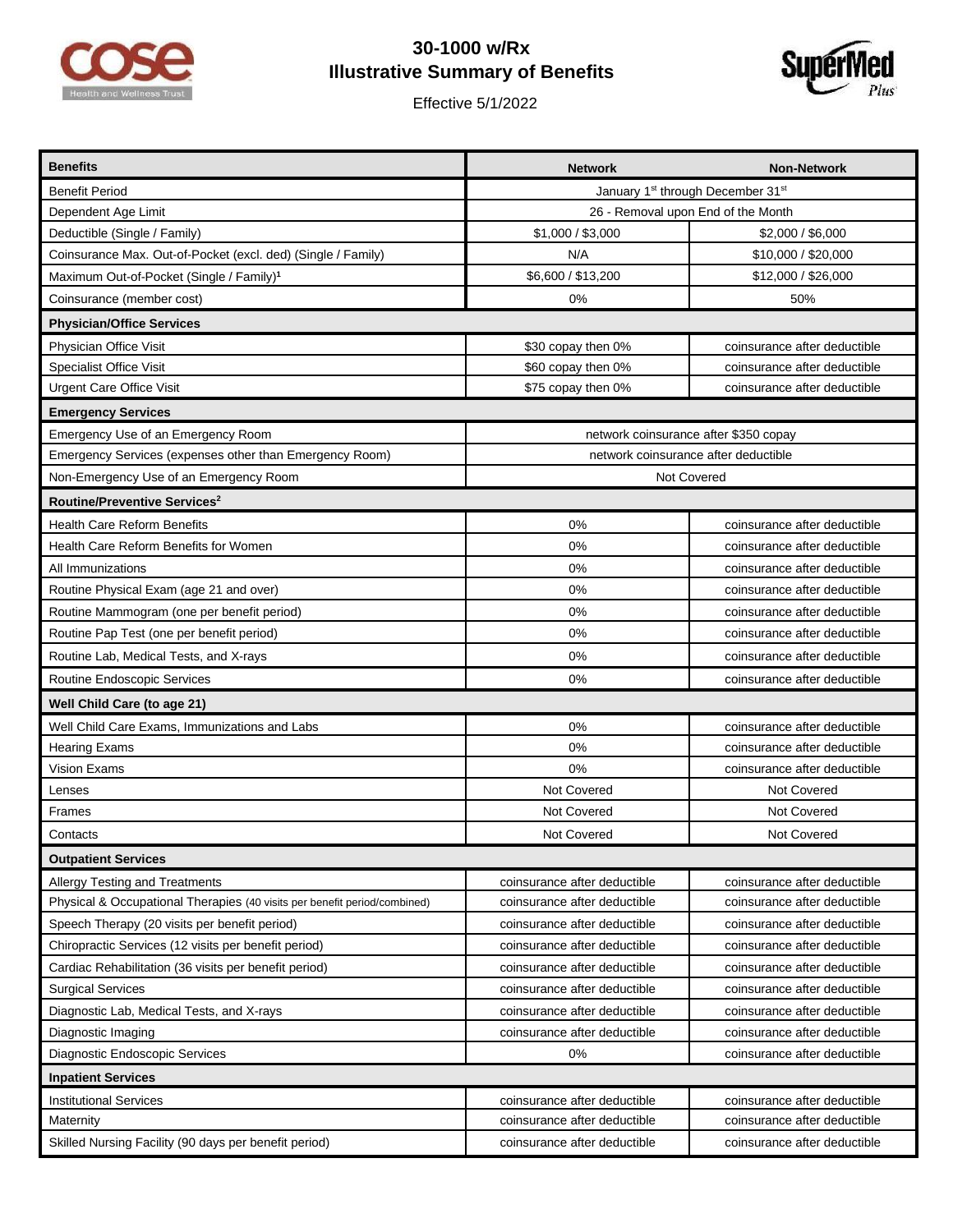# 30-1000 w/Rx
## Illustrative Summary of Benefits

Effective 5/1/2022

| Benefits | Network | Non-Network |
|---|---|---|
| Benefit Period | January 1st through December 31st | |
| Dependent Age Limit | 26 - Removal upon End of the Month | |
| Deductible (Single / Family) | $1,000 / $3,000 | $2,000 / $6,000 |
| Coinsurance Max. Out-of-Pocket (excl. ded) (Single / Family) | N/A | $10,000 / $20,000 |
| Maximum Out-of-Pocket (Single / Family)[1] | $6,600 / $13,200 | $12,000 / $26,000 |
| Coinsurance (member cost) | 0% | 50% |
| **Physician/Office Services** | | |
| Physician Office Visit | $30 copay then 0% | coinsurance after deductible |
| Specialist Office Visit | $60 copay then 0% | coinsurance after deductible |
| Urgent Care Office Visit | $75 copay then 0% | coinsurance after deductible |
| **Emergency Services** | | |
| Emergency Use of an Emergency Room | network coinsurance after $350 copay | |
| Emergency Services (expenses other than Emergency Room) | network coinsurance after deductible | |
| Non-Emergency Use of an Emergency Room | Not Covered | |
| **Routine/Preventive Services[2]** | | |
| Health Care Reform Benefits | 0% | coinsurance after deductible |
| Health Care Reform Benefits for Women | 0% | coinsurance after deductible |
| All Immunizations | 0% | coinsurance after deductible |
| Routine Physical Exam (age 21 and over) | 0% | coinsurance after deductible |
| Routine Mammogram (one per benefit period) | 0% | coinsurance after deductible |
| Routine Pap Test (one per benefit period) | 0% | coinsurance after deductible |
| Routine Lab, Medical Tests, and X-rays | 0% | coinsurance after deductible |
| Routine Endoscopic Services | 0% | coinsurance after deductible |
| **Well Child Care (to age 21)** | | |
| Well Child Care Exams, Immunizations and Labs | 0% | coinsurance after deductible |
| Hearing Exams | 0% | coinsurance after deductible |
| Vision Exams | 0% | coinsurance after deductible |
| Lenses | Not Covered | Not Covered |
| Frames | Not Covered | Not Covered |
| Contacts | Not Covered | Not Covered |
| **Outpatient Services** | | |
| Allergy Testing and Treatments | coinsurance after deductible | coinsurance after deductible |
| Physical & Occupational Therapies (40 visits per benefit period/combined) | coinsurance after deductible | coinsurance after deductible |
| Speech Therapy (20 visits per benefit period) | coinsurance after deductible | coinsurance after deductible |
| Chiropractic Services (12 visits per benefit period) | coinsurance after deductible | coinsurance after deductible |
| Cardiac Rehabilitation (36 visits per benefit period) | coinsurance after deductible | coinsurance after deductible |
| Surgical Services | coinsurance after deductible | coinsurance after deductible |
| Diagnostic Lab, Medical Tests, and X-rays | coinsurance after deductible | coinsurance after deductible |
| Diagnostic Imaging | coinsurance after deductible | coinsurance after deductible |
| Diagnostic Endoscopic Services | 0% | coinsurance after deductible |
| **Inpatient Services** | | |
| Institutional Services | coinsurance after deductible | coinsurance after deductible |
| Maternity | coinsurance after deductible | coinsurance after deductible |
| Skilled Nursing Facility (90 days per benefit period) | coinsurance after deductible | coinsurance after deductible |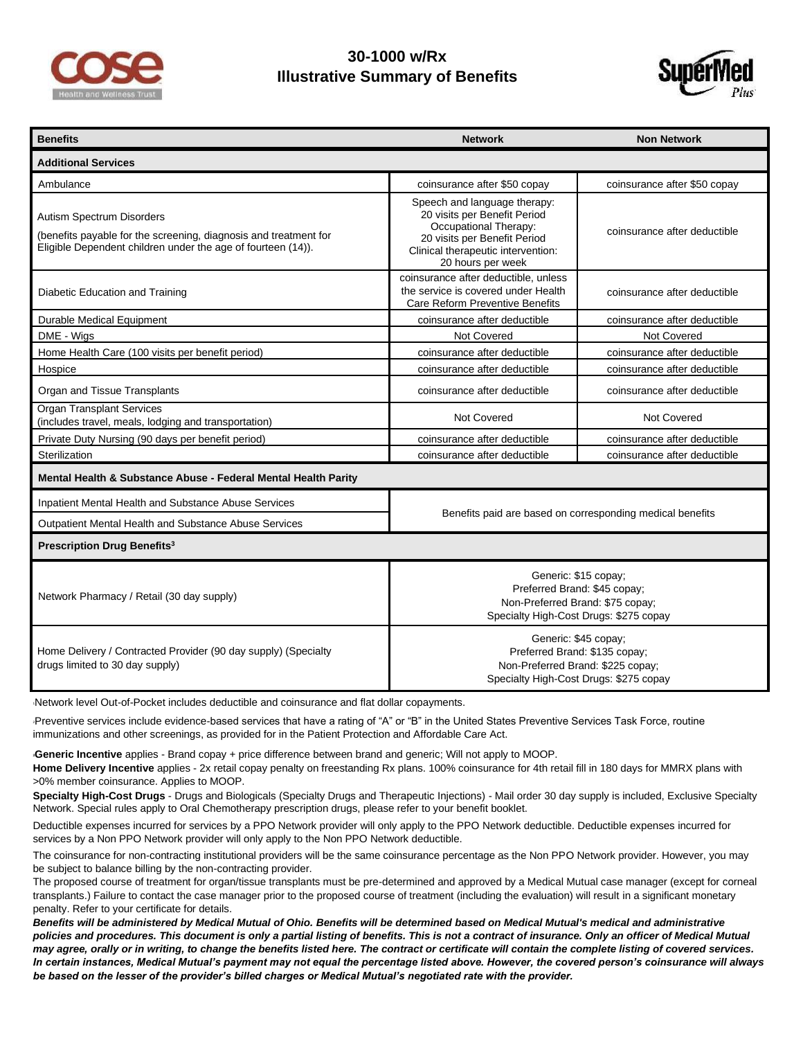# 30-1000 w/Rx
## Illustrative Summary of Benefits

| Benefits | Network | Non Network |
|---|---|---|
| **Additional Services** | | |
| Ambulance | coinsurance after $50 copay | coinsurance after $50 copay |
| Autism Spectrum Disorders (benefits payable for the screening, diagnosis and treatment for Eligible Dependent children under the age of fourteen (14)). | Speech and language therapy: 20 visits per Benefit Period Occupational Therapy: 20 visits per Benefit Period Clinical therapeutic intervention: 20 hours per week | coinsurance after deductible |
| Diabetic Education and Training | coinsurance after deductible, unless the service is covered under Health Care Reform Preventive Benefits | coinsurance after deductible |
| Durable Medical Equipment | coinsurance after deductible | coinsurance after deductible |
| DME - Wigs | Not Covered | Not Covered |
| Home Health Care (100 visits per benefit period) | coinsurance after deductible | coinsurance after deductible |
| Hospice | coinsurance after deductible | coinsurance after deductible |
| Organ and Tissue Transplants | coinsurance after deductible | coinsurance after deductible |
| Organ Transplant Services (includes travel, meals, lodging and transportation) | Not Covered | Not Covered |
| Private Duty Nursing (90 days per benefit period) | coinsurance after deductible | coinsurance after deductible |
| Sterilization | coinsurance after deductible | coinsurance after deductible |
| **Mental Health & Substance Abuse - Federal Mental Health Parity** | | |
| Inpatient Mental Health and Substance Abuse Services | Benefits paid are based on corresponding medical benefits | |
| Outpatient Mental Health and Substance Abuse Services | | |
| **Prescription Drug Benefits[3]** | | |
| Network Pharmacy / Retail (30 day supply) | Generic: $15 copay; Preferred Brand: $45 copay; Non-Preferred Brand: $75 copay; Specialty High-Cost Drugs: $275 copay | |
| Home Delivery / Contracted Provider (90 day supply) (Specialty drugs limited to 30 day supply) | Generic: $45 copay; Preferred Brand: $135 copay; Non-Preferred Brand: $225 copay; Specialty High-Cost Drugs: $275 copay | |

[1]Network level Out-of-Pocket includes deductible and coinsurance and flat dollar copayments.

[2]Preventive services include evidence-based services that have a rating of "A" or "B" in the United States Preventive Services Task Force, routine immunizations and other screenings, as provided for in the Patient Protection and Affordable Care Act.

[3]**Generic Incentive** applies - Brand copay + price difference between brand and generic; Will not apply to MOOP.
**Home Delivery Incentive** applies - 2x retail copay penalty on freestanding Rx plans. 100% coinsurance for 4th retail fill in 180 days for MMRX plans with >0% member coinsurance. Applies to MOOP.
**Specialty High-Cost Drugs** - Drugs and Biologicals (Specialty Drugs and Therapeutic Injections) - Mail order 30 day supply is included, Exclusive Specialty Network. Special rules apply to Oral Chemotherapy prescription drugs, please refer to your benefit booklet.

Deductible expenses incurred for services by a PPO Network provider will only apply to the PPO Network deductible. Deductible expenses incurred for services by a Non PPO Network provider will only apply to the Non PPO Network deductible.

The coinsurance for non-contracting institutional providers will be the same coinsurance percentage as the Non PPO Network provider. However, you may be subject to balance billing by the non-contracting provider.

The proposed course of treatment for organ/tissue transplants must be pre-determined and approved by a Medical Mutual case manager (except for corneal transplants.) Failure to contact the case manager prior to the proposed course of treatment (including the evaluation) will result in a significant monetary penalty. Refer to your certificate for details.

***Benefits will be administered by Medical Mutual of Ohio. Benefits will be determined based on Medical Mutual's medical and administrative policies and procedures. This document is only a partial listing of benefits. This is not a contract of insurance. Only an officer of Medical Mutual may agree, orally or in writing, to change the benefits listed here. The contract or certificate will contain the complete listing of covered services. In certain instances, Medical Mutual's payment may not equal the percentage listed above. However, the covered person's coinsurance will always be based on the lesser of the provider's billed charges or Medical Mutual's negotiated rate with the provider.***